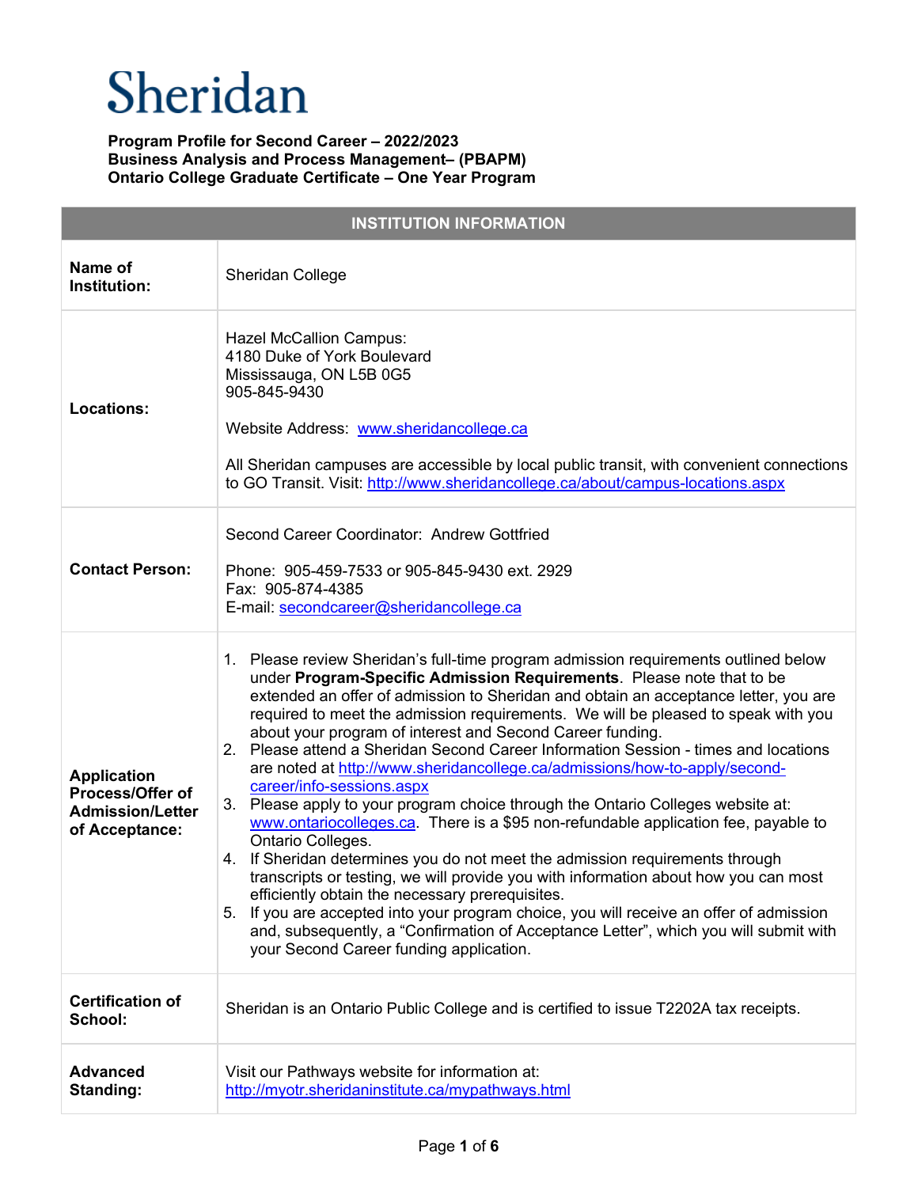# Sheridan

**Program Profile for Second Career – 2022/2023**
**Business Analysis and Process Management– (PBAPM)**
**Ontario College Graduate Certificate – One Year Program**

| **INSTITUTION INFORMATION** | |
|---|---|
| **Name of Institution:** | Sheridan College |
| **Locations:** | Hazel McCallion Campus:<br>4180 Duke of York Boulevard<br>Mississauga, ON L5B 0G5<br>905-845-9430<br><br>Website Address: [www.sheridancollege.ca](www.sheridancollege.ca)<br><br>All Sheridan campuses are accessible by local public transit, with convenient connections to GO Transit. Visit: [http://www.sheridancollege.ca/about/campus-locations.aspx](http://www.sheridancollege.ca/about/campus-locations.aspx) |
| **Contact Person:** | Second Career Coordinator: Andrew Gottfried<br><br>Phone: 905-459-7533 or 905-845-9430 ext. 2929<br>Fax: 905-874-4385<br>E-mail: [secondcareer@sheridancollege.ca](mailto:secondcareer@sheridancollege.ca) |
| **Application Process/Offer of Admission/Letter of Acceptance:** | 1. Please review Sheridan's full-time program admission requirements outlined below under **Program-Specific Admission Requirements**. Please note that to be extended an offer of admission to Sheridan and obtain an acceptance letter, you are required to meet the admission requirements. We will be pleased to speak with you about your program of interest and Second Career funding.<br>2. Please attend a Sheridan Second Career Information Session - times and locations are noted at [http://www.sheridancollege.ca/admissions/how-to-apply/second-career/info-sessions.aspx](http://www.sheridancollege.ca/admissions/how-to-apply/second-career/info-sessions.aspx)<br>3. Please apply to your program choice through the Ontario Colleges website at: [www.ontariocolleges.ca](www.ontariocolleges.ca). There is a $95 non-refundable application fee, payable to Ontario Colleges.<br>4. If Sheridan determines you do not meet the admission requirements through transcripts or testing, we will provide you with information about how you can most efficiently obtain the necessary prerequisites.<br>5. If you are accepted into your program choice, you will receive an offer of admission and, subsequently, a "Confirmation of Acceptance Letter", which you will submit with your Second Career funding application. |
| **Certification of School:** | Sheridan is an Ontario Public College and is certified to issue T2202A tax receipts. |
| **Advanced Standing:** | Visit our Pathways website for information at: [http://myotr.sheridaninstitute.ca/mypathways.html](http://myotr.sheridaninstitute.ca/mypathways.html) |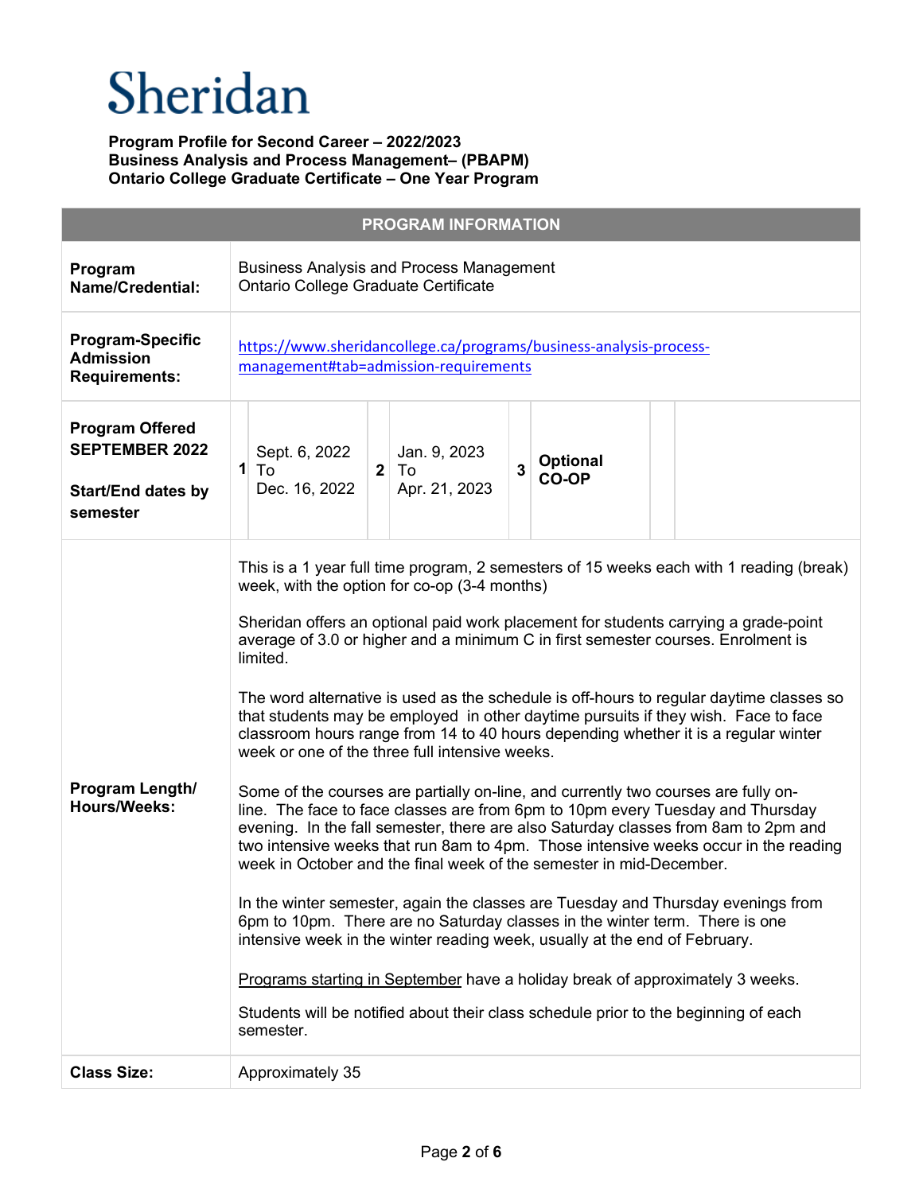# Sheridan

**Program Profile for Second Career – 2022/2023**
**Business Analysis and Process Management– (PBAPM)**
**Ontario College Graduate Certificate – One Year Program**

| **PROGRAM INFORMATION** | |
|---|---|
| **Program Name/Credential:** | Business Analysis and Process Management<br>Ontario College Graduate Certificate |
| **Program-Specific Admission Requirements:** | https://www.sheridancollege.ca/programs/business-analysis-process-management#tab=admission-requirements |
| **Program Offered SEPTEMBER 2022**<br><br>**Start/End dates by semester** | **1** Sept. 6, 2022 To Dec. 16, 2022<br>**2** Jan. 9, 2023 To Apr. 21, 2023<br>**3** **Optional CO-OP** |
| **Program Length/ Hours/Weeks:** | This is a 1 year full time program, 2 semesters of 15 weeks each with 1 reading (break) week, with the option for co-op (3-4 months)<br><br>Sheridan offers an optional paid work placement for students carrying a grade-point average of 3.0 or higher and a minimum C in first semester courses. Enrolment is limited.<br><br>The word alternative is used as the schedule is off-hours to regular daytime classes so that students may be employed in other daytime pursuits if they wish. Face to face classroom hours range from 14 to 40 hours depending whether it is a regular winter week or one of the three full intensive weeks.<br><br>Some of the courses are partially on-line, and currently two courses are fully on-line. The face to face classes are from 6pm to 10pm every Tuesday and Thursday evening. In the fall semester, there are also Saturday classes from 8am to 2pm and two intensive weeks that run 8am to 4pm. Those intensive weeks occur in the reading week in October and the final week of the semester in mid-December.<br><br>In the winter semester, again the classes are Tuesday and Thursday evenings from 6pm to 10pm. There are no Saturday classes in the winter term. There is one intensive week in the winter reading week, usually at the end of February.<br><br>Programs starting in September have a holiday break of approximately 3 weeks.<br><br>Students will be notified about their class schedule prior to the beginning of each semester. |
| **Class Size:** | Approximately 35 |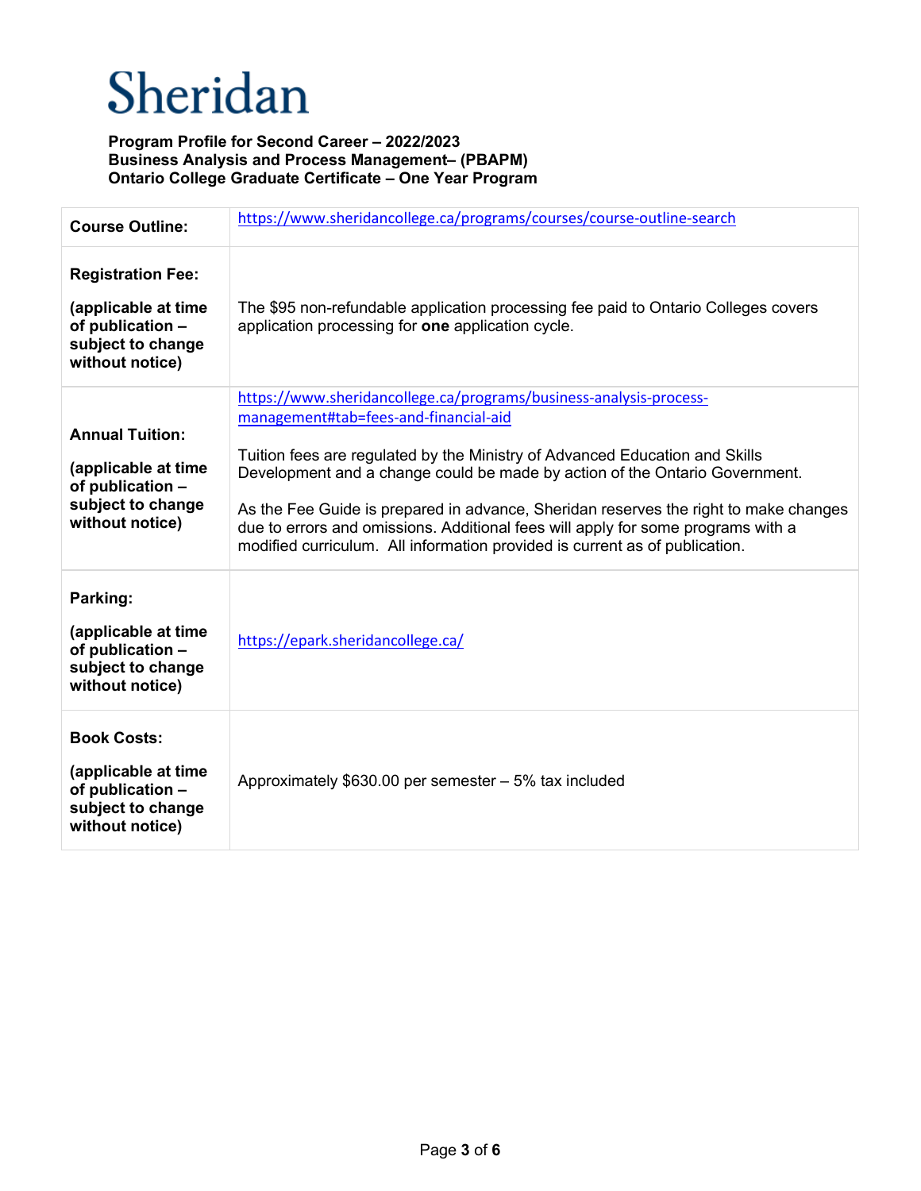# Sheridan

**Program Profile for Second Career – 2022/2023**
**Business Analysis and Process Management– (PBAPM)**
**Ontario College Graduate Certificate – One Year Program**

| | |
|---|---|
| **Course Outline:** | https://www.sheridancollege.ca/programs/courses/course-outline-search |
| **Registration Fee:** **(applicable at time of publication – subject to change without notice)** | The $95 non-refundable application processing fee paid to Ontario Colleges covers application processing for **one** application cycle. |
| **Annual Tuition:** **(applicable at time of publication – subject to change without notice)** | https://www.sheridancollege.ca/programs/business-analysis-process-management#tab=fees-and-financial-aid <br><br> Tuition fees are regulated by the Ministry of Advanced Education and Skills Development and a change could be made by action of the Ontario Government. <br><br> As the Fee Guide is prepared in advance, Sheridan reserves the right to make changes due to errors and omissions. Additional fees will apply for some programs with a modified curriculum. All information provided is current as of publication. |
| **Parking:** **(applicable at time of publication – subject to change without notice)** | https://epark.sheridancollege.ca/ |
| **Book Costs:** **(applicable at time of publication – subject to change without notice)** | Approximately $630.00 per semester – 5% tax included |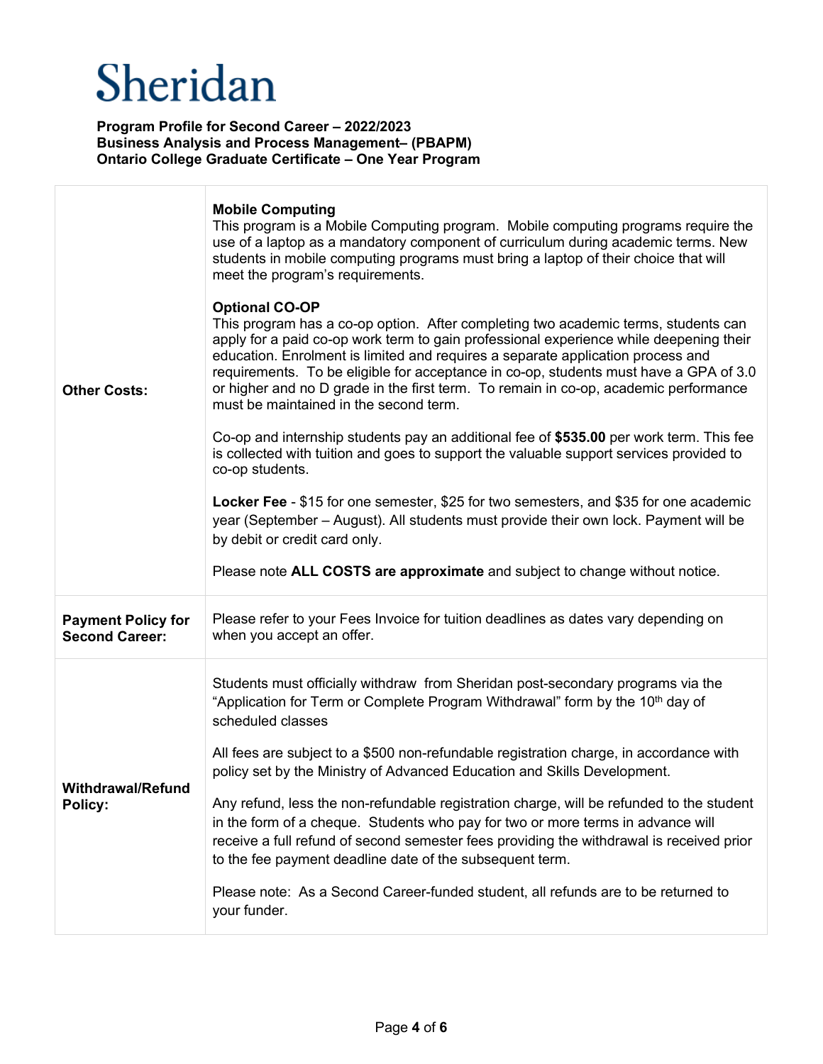# Sheridan

**Program Profile for Second Career – 2022/2023**
**Business Analysis and Process Management– (PBAPM)**
**Ontario College Graduate Certificate – One Year Program**

| | |
|---|---|
| **Other Costs:** | **Mobile Computing**<br>This program is a Mobile Computing program. Mobile computing programs require the use of a laptop as a mandatory component of curriculum during academic terms. New students in mobile computing programs must bring a laptop of their choice that will meet the program's requirements.<br><br>**Optional CO-OP**<br>This program has a co-op option. After completing two academic terms, students can apply for a paid co-op work term to gain professional experience while deepening their education. Enrolment is limited and requires a separate application process and requirements. To be eligible for acceptance in co-op, students must have a GPA of 3.0 or higher and no D grade in the first term. To remain in co-op, academic performance must be maintained in the second term.<br><br>Co-op and internship students pay an additional fee of **$535.00** per work term. This fee is collected with tuition and goes to support the valuable support services provided to co-op students.<br><br>**Locker Fee** - $15 for one semester, $25 for two semesters, and $35 for one academic year (September – August). All students must provide their own lock. Payment will be by debit or credit card only.<br><br>Please note **ALL COSTS are approximate** and subject to change without notice. |
| **Payment Policy for Second Career:** | Please refer to your Fees Invoice for tuition deadlines as dates vary depending on when you accept an offer. |
| **Withdrawal/Refund Policy:** | Students must officially withdraw from Sheridan post-secondary programs via the "Application for Term or Complete Program Withdrawal" form by the 10th day of scheduled classes<br><br>All fees are subject to a $500 non-refundable registration charge, in accordance with policy set by the Ministry of Advanced Education and Skills Development.<br><br>Any refund, less the non-refundable registration charge, will be refunded to the student in the form of a cheque. Students who pay for two or more terms in advance will receive a full refund of second semester fees providing the withdrawal is received prior to the fee payment deadline date of the subsequent term.<br><br>Please note: As a Second Career-funded student, all refunds are to be returned to your funder. |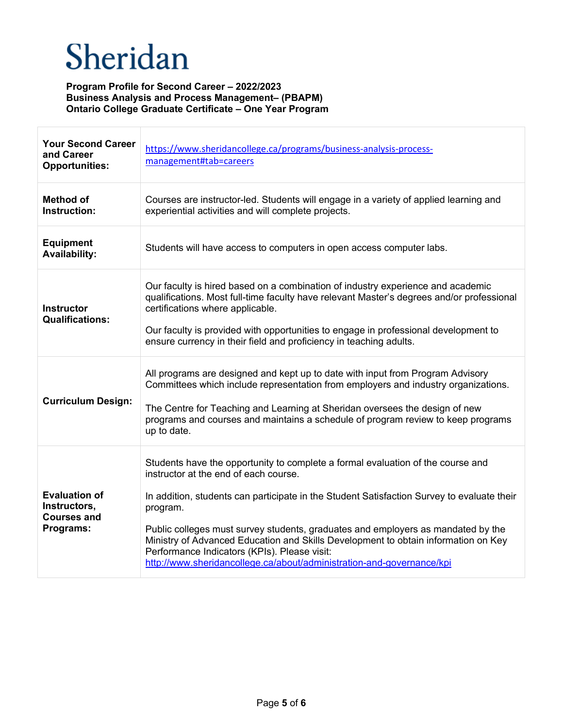# Sheridan

**Program Profile for Second Career – 2022/2023**
**Business Analysis and Process Management– (PBAPM)**
**Ontario College Graduate Certificate – One Year Program**

| | |
|---|---|
| **Your Second Career and Career Opportunities:** | https://www.sheridancollege.ca/programs/business-analysis-process-management#tab=careers |
| **Method of Instruction:** | Courses are instructor-led. Students will engage in a variety of applied learning and experiential activities and will complete projects. |
| **Equipment Availability:** | Students will have access to computers in open access computer labs. |
| **Instructor Qualifications:** | Our faculty is hired based on a combination of industry experience and academic qualifications. Most full-time faculty have relevant Master's degrees and/or professional certifications where applicable.<br><br>Our faculty is provided with opportunities to engage in professional development to ensure currency in their field and proficiency in teaching adults. |
| **Curriculum Design:** | All programs are designed and kept up to date with input from Program Advisory Committees which include representation from employers and industry organizations.<br><br>The Centre for Teaching and Learning at Sheridan oversees the design of new programs and courses and maintains a schedule of program review to keep programs up to date. |
| **Evaluation of Instructors, Courses and Programs:** | Students have the opportunity to complete a formal evaluation of the course and instructor at the end of each course.<br><br>In addition, students can participate in the Student Satisfaction Survey to evaluate their program.<br><br>Public colleges must survey students, graduates and employers as mandated by the Ministry of Advanced Education and Skills Development to obtain information on Key Performance Indicators (KPIs). Please visit: http://www.sheridancollege.ca/about/administration-and-governance/kpi |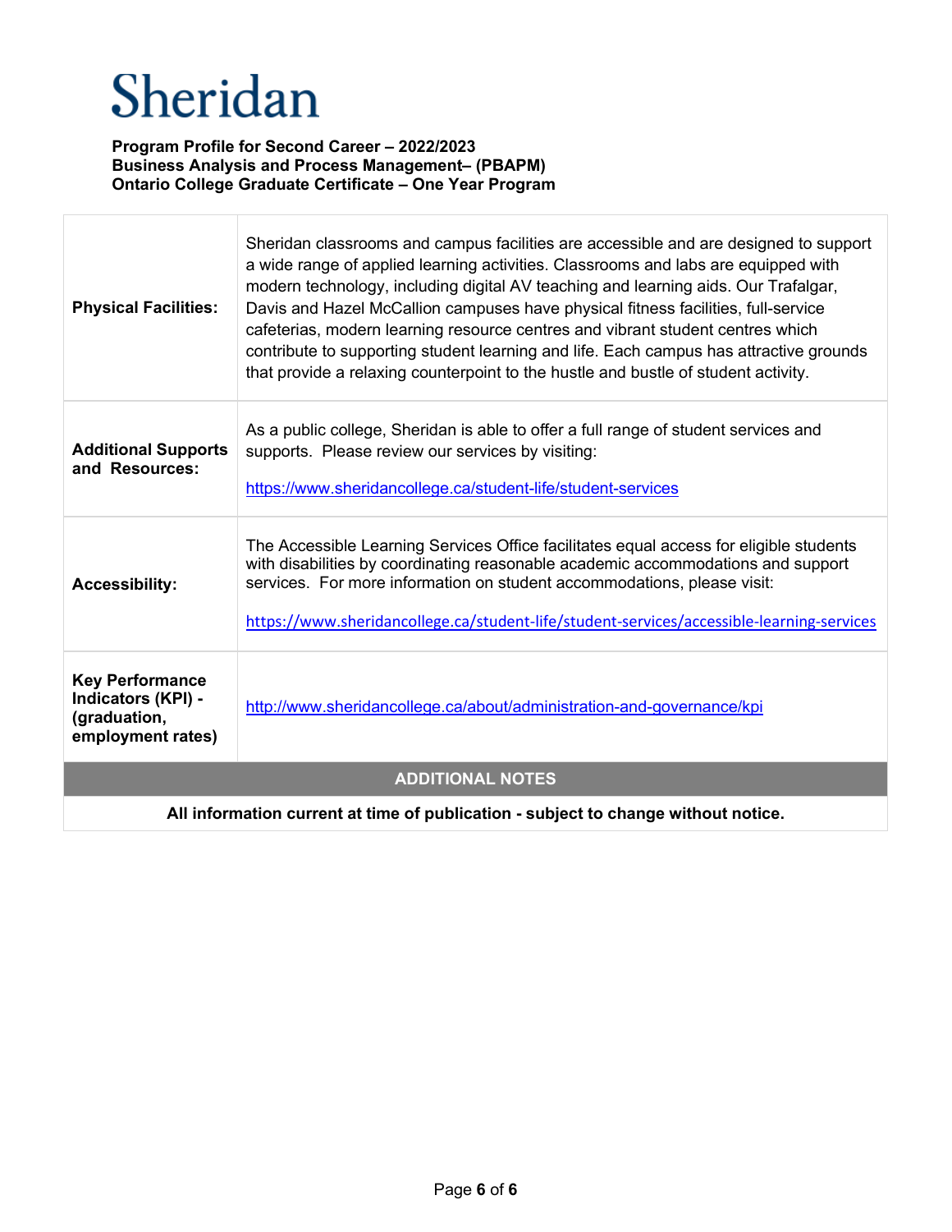Sheridan

**Program Profile for Second Career – 2022/2023**
**Business Analysis and Process Management– (PBAPM)**
**Ontario College Graduate Certificate – One Year Program**

| | |
|---|---|
| **Physical Facilities:** | Sheridan classrooms and campus facilities are accessible and are designed to support a wide range of applied learning activities. Classrooms and labs are equipped with modern technology, including digital AV teaching and learning aids. Our Trafalgar, Davis and Hazel McCallion campuses have physical fitness facilities, full-service cafeterias, modern learning resource centres and vibrant student centres which contribute to supporting student learning and life. Each campus has attractive grounds that provide a relaxing counterpoint to the hustle and bustle of student activity. |
| **Additional Supports and Resources:** | As a public college, Sheridan is able to offer a full range of student services and supports. Please review our services by visiting: https://www.sheridancollege.ca/student-life/student-services |
| **Accessibility:** | The Accessible Learning Services Office facilitates equal access for eligible students with disabilities by coordinating reasonable academic accommodations and support services. For more information on student accommodations, please visit: https://www.sheridancollege.ca/student-life/student-services/accessible-learning-services |
| **Key Performance Indicators (KPI) - (graduation, employment rates)** | http://www.sheridancollege.ca/about/administration-and-governance/kpi |
| **ADDITIONAL NOTES** | |
| **All information current at time of publication - subject to change without notice.** | |